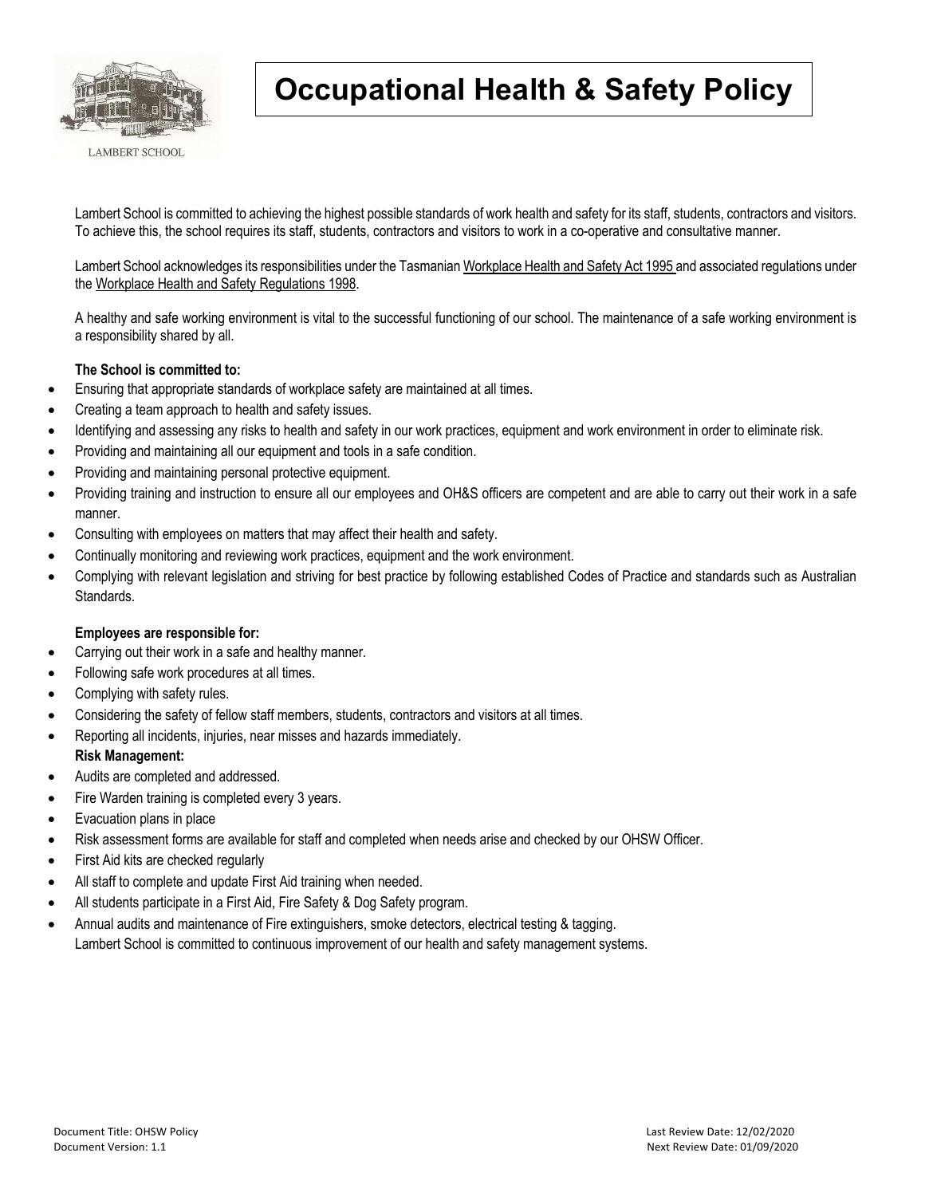LAMBERT SCHOOL

# Occupational Health & Safety Policy

Lambert School is committed to achieving the highest possible standards of work health and safety for its staff, students, contractors and visitors. To achieve this, the school requires its staff, students, contractors and visitors to work in a co-operative and consultative manner.

Lambert School acknowledges its responsibilities under the Tasmanian Workplace Health and Safety Act 1995 and associated regulations under the Workplace Health and Safety Regulations 1998.

A healthy and safe working environment is vital to the successful functioning of our school. The maintenance of a safe working environment is a responsibility shared by all.

**The School is committed to:**

- Ensuring that appropriate standards of workplace safety are maintained at all times.
- Creating a team approach to health and safety issues.
- Identifying and assessing any risks to health and safety in our work practices, equipment and work environment in order to eliminate risk.
- Providing and maintaining all our equipment and tools in a safe condition.
- Providing and maintaining personal protective equipment.
- Providing training and instruction to ensure all our employees and OH&S officers are competent and are able to carry out their work in a safe manner.
- Consulting with employees on matters that may affect their health and safety.
- Continually monitoring and reviewing work practices, equipment and the work environment.
- Complying with relevant legislation and striving for best practice by following established Codes of Practice and standards such as Australian Standards.

**Employees are responsible for:**

- Carrying out their work in a safe and healthy manner.
- Following safe work procedures at all times.
- Complying with safety rules.
- Considering the safety of fellow staff members, students, contractors and visitors at all times.
- Reporting all incidents, injuries, near misses and hazards immediately.

**Risk Management:**

- Audits are completed and addressed.
- Fire Warden training is completed every 3 years.
- Evacuation plans in place
- Risk assessment forms are available for staff and completed when needs arise and checked by our OHSW Officer.
- First Aid kits are checked regularly
- All staff to complete and update First Aid training when needed.
- All students participate in a First Aid, Fire Safety & Dog Safety program.
- Annual audits and maintenance of Fire extinguishers, smoke detectors, electrical testing & tagging.

Lambert School is committed to continuous improvement of our health and safety management systems.

Document Title: OHSW Policy
Document Version: 1.1

Last Review Date: 12/02/2020
Next Review Date: 01/09/2020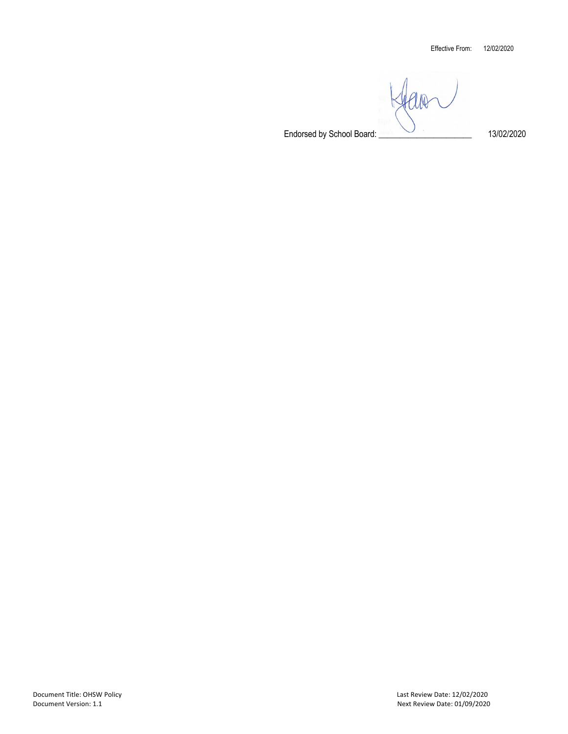Effective From: 12/02/2020

Endorsed by School Board: ______________________ 13/02/2020

Document Title: OHSW Policy
Document Version: 1.1

Last Review Date: 12/02/2020
Next Review Date: 01/09/2020